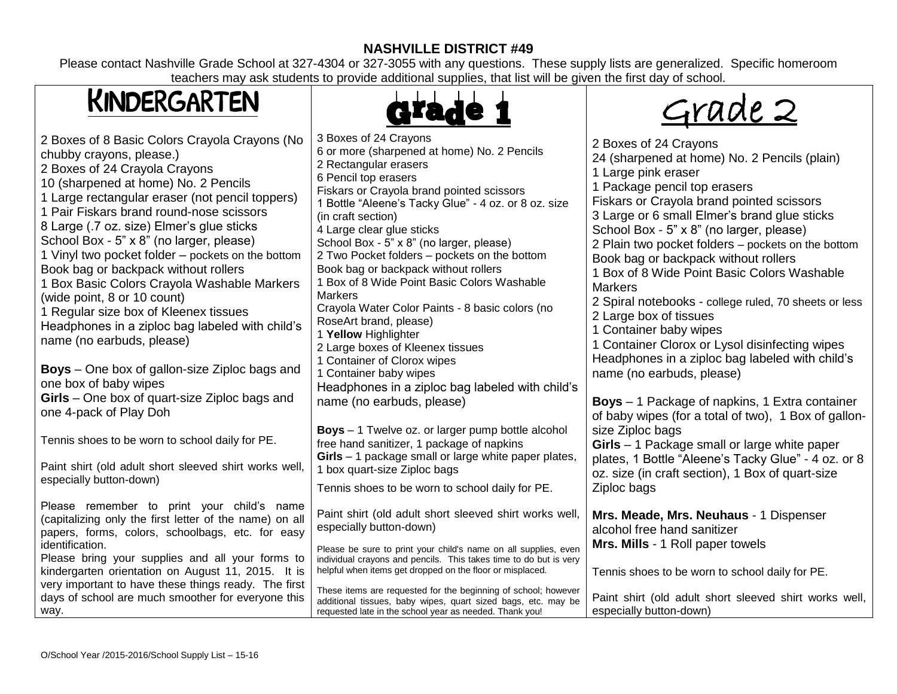# NASHVILLE DISTRICT #49

Please contact Nashville Grade School at 327-4304 or 327-3055 with any questions. These supply lists are generalized. Specific homeroom teachers may ask students to provide additional supplies, that list will be given the first day of school.

## KINDERGARTEN

2 Boxes of 8 Basic Colors Crayola Crayons (No chubby crayons, please.)
2 Boxes of 24 Crayola Crayons
10 (sharpened at home) No. 2 Pencils
1 Large rectangular eraser (not pencil toppers)
1 Pair Fiskars brand round-nose scissors
8 Large (.7 oz. size) Elmer's glue sticks
School Box - 5" x 8" (no larger, please)
1 Vinyl two pocket folder – pockets on the bottom
Book bag or backpack without rollers
1 Box Basic Colors Crayola Washable Markers (wide point, 8 or 10 count)
1 Regular size box of Kleenex tissues
Headphones in a ziploc bag labeled with child's name (no earbuds, please)

**Boys** – One box of gallon-size Ziploc bags and one box of baby wipes
**Girls** – One box of quart-size Ziploc bags and one 4-pack of Play Doh

Tennis shoes to be worn to school daily for PE.

Paint shirt (old adult short sleeved shirt works well, especially button-down)

Please remember to print your child's name (capitalizing only the first letter of the name) on all papers, forms, colors, schoolbags, etc. for easy identification.
Please bring your supplies and all your forms to kindergarten orientation on August 11, 2015. It is very important to have these things ready. The first days of school are much smoother for everyone this way.

## Grade 1

3 Boxes of 24 Crayons
6 or more (sharpened at home) No. 2 Pencils
2 Rectangular erasers
6 Pencil top erasers
Fiskars or Crayola brand pointed scissors
1 Bottle "Aleene's Tacky Glue" - 4 oz. or 8 oz. size (in craft section)
4 Large clear glue sticks
School Box - 5" x 8" (no larger, please)
2 Two Pocket folders – pockets on the bottom
Book bag or backpack without rollers
1 Box of 8 Wide Point Basic Colors Washable Markers
Crayola Water Color Paints - 8 basic colors (no RoseArt brand, please)
1 **Yellow** Highlighter
2 Large boxes of Kleenex tissues
1 Container of Clorox wipes
1 Container baby wipes
Headphones in a ziploc bag labeled with child's name (no earbuds, please)

**Boys** – 1 Twelve oz. or larger pump bottle alcohol free hand sanitizer, 1 package of napkins
**Girls** – 1 package small or large white paper plates, 1 box quart-size Ziploc bags

Tennis shoes to be worn to school daily for PE.

Paint shirt (old adult short sleeved shirt works well, especially button-down)

Please be sure to print your child's name on all supplies, even individual crayons and pencils. This takes time to do but is very helpful when items get dropped on the floor or misplaced.

These items are requested for the beginning of school; however additional tissues, baby wipes, quart sized bags, etc. may be requested late in the school year as needed. Thank you!

## Grade 2

2 Boxes of 24 Crayons
24 (sharpened at home) No. 2 Pencils (plain)
1 Large pink eraser
1 Package pencil top erasers
Fiskars or Crayola brand pointed scissors
3 Large or 6 small Elmer's brand glue sticks
School Box - 5" x 8" (no larger, please)
2 Plain two pocket folders – pockets on the bottom
Book bag or backpack without rollers
1 Box of 8 Wide Point Basic Colors Washable Markers
2 Spiral notebooks - college ruled, 70 sheets or less
2 Large box of tissues
1 Container baby wipes
1 Container Clorox or Lysol disinfecting wipes
Headphones in a ziploc bag labeled with child's name (no earbuds, please)

**Boys** – 1 Package of napkins, 1 Extra container of baby wipes (for a total of two), 1 Box of gallon-size Ziploc bags
**Girls** – 1 Package small or large white paper plates, 1 Bottle "Aleene's Tacky Glue" - 4 oz. or 8 oz. size (in craft section), 1 Box of quart-size Ziploc bags

**Mrs. Meade, Mrs. Neuhaus** - 1 Dispenser alcohol free hand sanitizer
**Mrs. Mills** - 1 Roll paper towels

Tennis shoes to be worn to school daily for PE.

Paint shirt (old adult short sleeved shirt works well, especially button-down)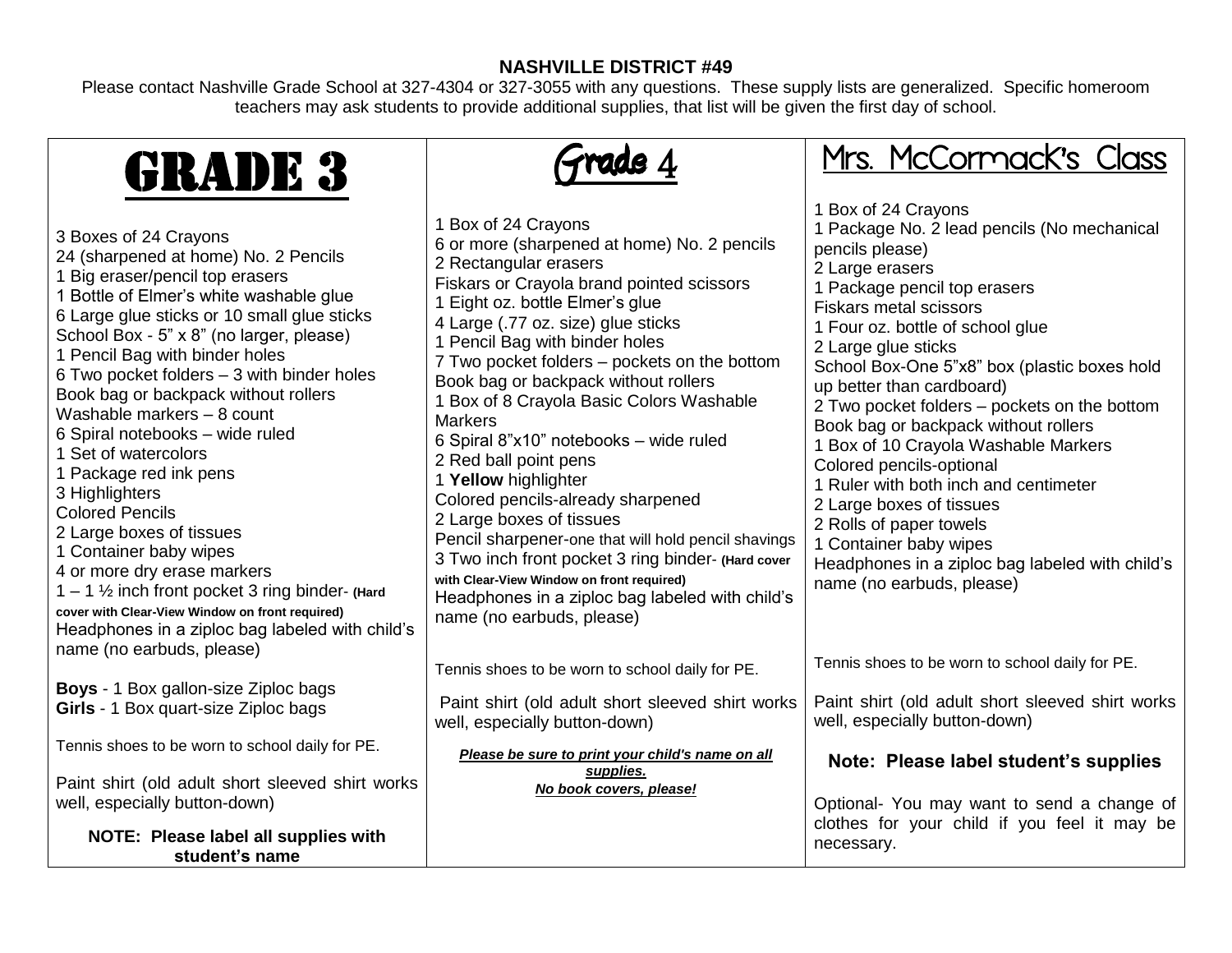**NASHVILLE DISTRICT #49**

Please contact Nashville Grade School at 327-4304 or 327-3055 with any questions. These supply lists are generalized. Specific homeroom teachers may ask students to provide additional supplies, that list will be given the first day of school.

## GRADE 3

3 Boxes of 24 Crayons
24 (sharpened at home) No. 2 Pencils
1 Big eraser/pencil top erasers
1 Bottle of Elmer's white washable glue
6 Large glue sticks or 10 small glue sticks
School Box - 5" x 8" (no larger, please)
1 Pencil Bag with binder holes
6 Two pocket folders – 3 with binder holes
Book bag or backpack without rollers
Washable markers – 8 count
6 Spiral notebooks – wide ruled
1 Set of watercolors
1 Package red ink pens
3 Highlighters
Colored Pencils
2 Large boxes of tissues
1 Container baby wipes
4 or more dry erase markers
1 – 1 ½ inch front pocket 3 ring binder- **(Hard cover with Clear-View Window on front required)**
Headphones in a ziploc bag labeled with child's name (no earbuds, please)

**Boys** - 1 Box gallon-size Ziploc bags
**Girls** - 1 Box quart-size Ziploc bags

Tennis shoes to be worn to school daily for PE.

Paint shirt (old adult short sleeved shirt works well, especially button-down)

**NOTE: Please label all supplies with student's name**

## Grade 4

1 Box of 24 Crayons
6 or more (sharpened at home) No. 2 pencils
2 Rectangular erasers
Fiskars or Crayola brand pointed scissors
1 Eight oz. bottle Elmer's glue
4 Large (.77 oz. size) glue sticks
1 Pencil Bag with binder holes
7 Two pocket folders – pockets on the bottom
Book bag or backpack without rollers
1 Box of 8 Crayola Basic Colors Washable Markers
6 Spiral 8"x10" notebooks – wide ruled
2 Red ball point pens
1 **Yellow** highlighter
Colored pencils-already sharpened
2 Large boxes of tissues
Pencil sharpener-one that will hold pencil shavings
3 Two inch front pocket 3 ring binder- **(Hard cover with Clear-View Window on front required)**
Headphones in a ziploc bag labeled with child's name (no earbuds, please)

Tennis shoes to be worn to school daily for PE.

Paint shirt (old adult short sleeved shirt works well, especially button-down)

***Please be sure to print your child's name on all supplies.***
***No book covers, please!***

## Mrs. McCormack's Class

1 Box of 24 Crayons
1 Package No. 2 lead pencils (No mechanical pencils please)
2 Large erasers
1 Package pencil top erasers
Fiskars metal scissors
1 Four oz. bottle of school glue
2 Large glue sticks
School Box-One 5"x8" box (plastic boxes hold up better than cardboard)
2 Two pocket folders – pockets on the bottom
Book bag or backpack without rollers
1 Box of 10 Crayola Washable Markers
Colored pencils-optional
1 Ruler with both inch and centimeter
2 Large boxes of tissues
2 Rolls of paper towels
1 Container baby wipes
Headphones in a ziploc bag labeled with child's name (no earbuds, please)

Tennis shoes to be worn to school daily for PE.

Paint shirt (old adult short sleeved shirt works well, especially button-down)

**Note: Please label student's supplies**

Optional- You may want to send a change of clothes for your child if you feel it may be necessary.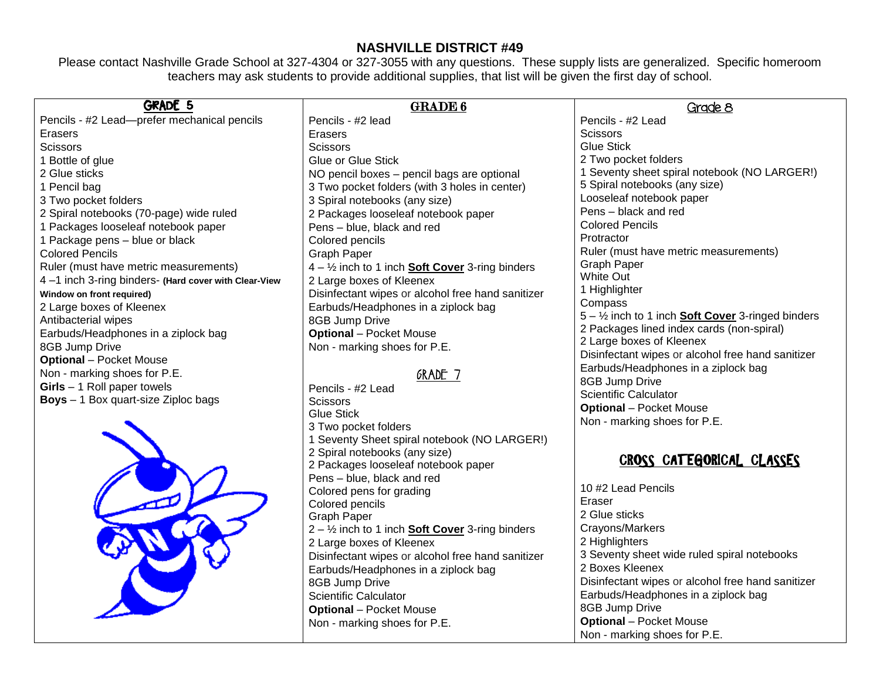# NASHVILLE DISTRICT #49

Please contact Nashville Grade School at 327-4304 or 327-3055 with any questions. These supply lists are generalized. Specific homeroom teachers may ask students to provide additional supplies, that list will be given the first day of school.

## GRADE 5

Pencils - #2 Lead—prefer mechanical pencils
Erasers
Scissors
1 Bottle of glue
2 Glue sticks
1 Pencil bag
3 Two pocket folders
2 Spiral notebooks (70-page) wide ruled
1 Packages looseleaf notebook paper
1 Package pens – blue or black
Colored Pencils
Ruler (must have metric measurements)
4 –1 inch 3-ring binders- **(Hard cover with Clear-View Window on front required)**
2 Large boxes of Kleenex
Antibacterial wipes
Earbuds/Headphones in a ziplock bag
8GB Jump Drive
**Optional** – Pocket Mouse
Non - marking shoes for P.E.
**Girls** – 1 Roll paper towels
**Boys** – 1 Box quart-size Ziploc bags

## GRADE 6

Pencils - #2 lead
Erasers
Scissors
Glue or Glue Stick
NO pencil boxes – pencil bags are optional
3 Two pocket folders (with 3 holes in center)
3 Spiral notebooks (any size)
2 Packages looseleaf notebook paper
Pens – blue, black and red
Colored pencils
Graph Paper
4 – ½ inch to 1 inch **Soft Cover** 3-ring binders
2 Large boxes of Kleenex
Disinfectant wipes or alcohol free hand sanitizer
Earbuds/Headphones in a ziplock bag
8GB Jump Drive
**Optional** – Pocket Mouse
Non - marking shoes for P.E.

## GRADE 7

Pencils - #2 Lead
Scissors
Glue Stick
3 Two pocket folders
1 Seventy Sheet spiral notebook (NO LARGER!)
2 Spiral notebooks (any size)
2 Packages looseleaf notebook paper
Pens – blue, black and red
Colored pens for grading
Colored pencils
Graph Paper
2 – ½ inch to 1 inch **Soft Cover** 3-ring binders
2 Large boxes of Kleenex
Disinfectant wipes or alcohol free hand sanitizer
Earbuds/Headphones in a ziplock bag
8GB Jump Drive
Scientific Calculator
**Optional** – Pocket Mouse
Non - marking shoes for P.E.

## Grade 8

Pencils - #2 Lead
Scissors
Glue Stick
2 Two pocket folders
1 Seventy sheet spiral notebook (NO LARGER!)
5 Spiral notebooks (any size)
Looseleaf notebook paper
Pens – black and red
Colored Pencils
Protractor
Ruler (must have metric measurements)
Graph Paper
White Out
1 Highlighter
Compass
5 – ½ inch to 1 inch **Soft Cover** 3-ringed binders
2 Packages lined index cards (non-spiral)
2 Large boxes of Kleenex
Disinfectant wipes or alcohol free hand sanitizer
Earbuds/Headphones in a ziplock bag
8GB Jump Drive
Scientific Calculator
**Optional** – Pocket Mouse
Non - marking shoes for P.E.

## CROSS CATEGORICAL CLASSES

10 #2 Lead Pencils
Eraser
2 Glue sticks
Crayons/Markers
2 Highlighters
3 Seventy sheet wide ruled spiral notebooks
2 Boxes Kleenex
Disinfectant wipes or alcohol free hand sanitizer
Earbuds/Headphones in a ziplock bag
8GB Jump Drive
**Optional** – Pocket Mouse
Non - marking shoes for P.E.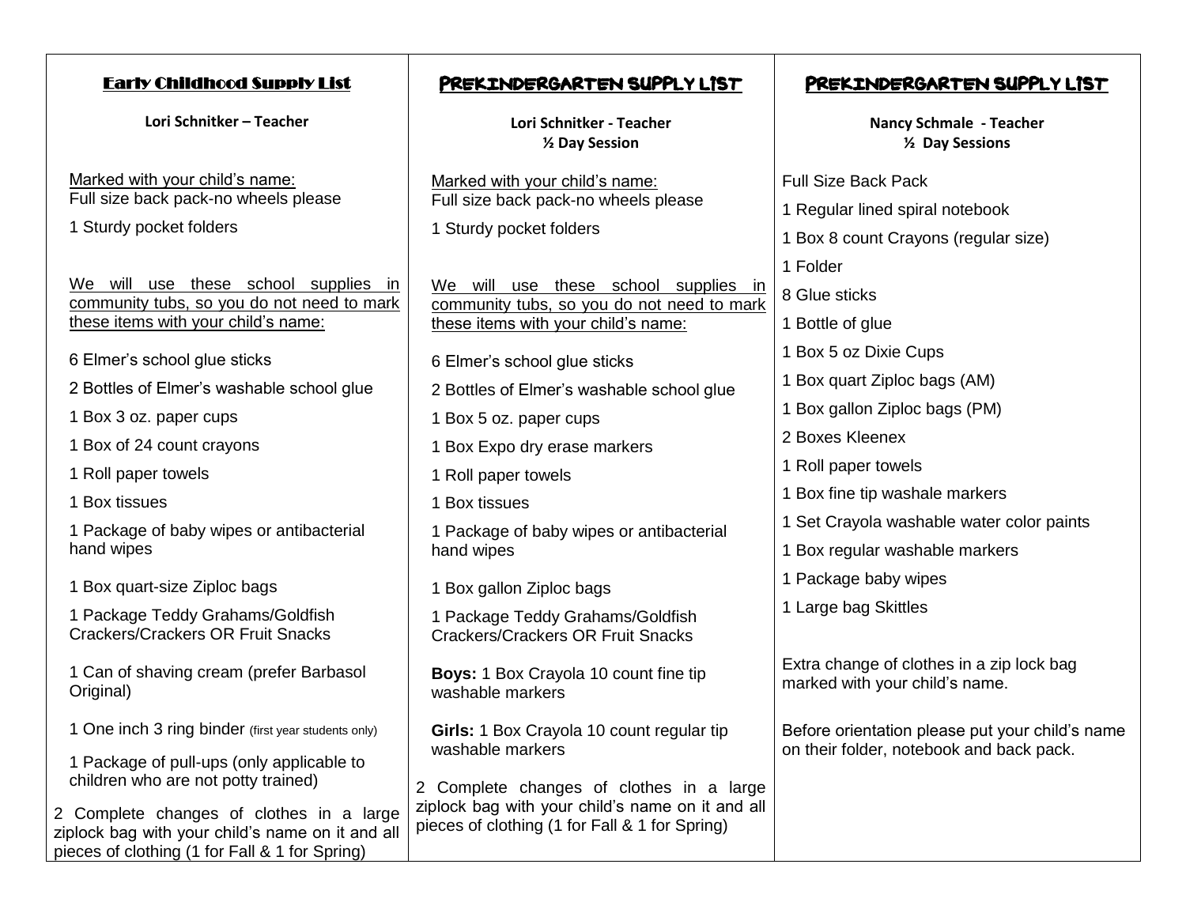## Early Childhood Supply List

**Lori Schnitker – Teacher**

Marked with your child's name:
Full size back pack-no wheels please

1 Sturdy pocket folders

We will use these school supplies in community tubs, so you do not need to mark these items with your child's name:

6 Elmer's school glue sticks

2 Bottles of Elmer's washable school glue

1 Box 3 oz. paper cups

1 Box of 24 count crayons

1 Roll paper towels

1 Box tissues

1 Package of baby wipes or antibacterial hand wipes

1 Box quart-size Ziploc bags

1 Package Teddy Grahams/Goldfish Crackers/Crackers OR Fruit Snacks

1 Can of shaving cream (prefer Barbasol Original)

1 One inch 3 ring binder (first year students only)

1 Package of pull-ups (only applicable to children who are not potty trained)

2 Complete changes of clothes in a large ziplock bag with your child's name on it and all pieces of clothing (1 for Fall & 1 for Spring)

## PREKINDERGARTEN SUPPLY LIST

**Lori Schnitker - Teacher**
**½ Day Session**

Marked with your child's name:
Full size back pack-no wheels please

1 Sturdy pocket folders

We will use these school supplies in community tubs, so you do not need to mark these items with your child's name:

6 Elmer's school glue sticks

2 Bottles of Elmer's washable school glue

1 Box 5 oz. paper cups

1 Box Expo dry erase markers

1 Roll paper towels

1 Box tissues

1 Package of baby wipes or antibacterial hand wipes

1 Box gallon Ziploc bags

1 Package Teddy Grahams/Goldfish Crackers/Crackers OR Fruit Snacks

**Boys:** 1 Box Crayola 10 count fine tip washable markers

**Girls:** 1 Box Crayola 10 count regular tip washable markers

2 Complete changes of clothes in a large ziplock bag with your child's name on it and all pieces of clothing (1 for Fall & 1 for Spring)

## PREKINDERGARTEN SUPPLY LIST

**Nancy Schmale - Teacher**
**½ Day Sessions**

Full Size Back Pack

1 Regular lined spiral notebook

1 Box 8 count Crayons (regular size)

1 Folder

8 Glue sticks

1 Bottle of glue

1 Box 5 oz Dixie Cups

1 Box quart Ziploc bags (AM)

1 Box gallon Ziploc bags (PM)

2 Boxes Kleenex

1 Roll paper towels

1 Box fine tip washale markers

1 Set Crayola washable water color paints

1 Box regular washable markers

1 Package baby wipes

1 Large bag Skittles

Extra change of clothes in a zip lock bag marked with your child's name.

Before orientation please put your child's name on their folder, notebook and back pack.